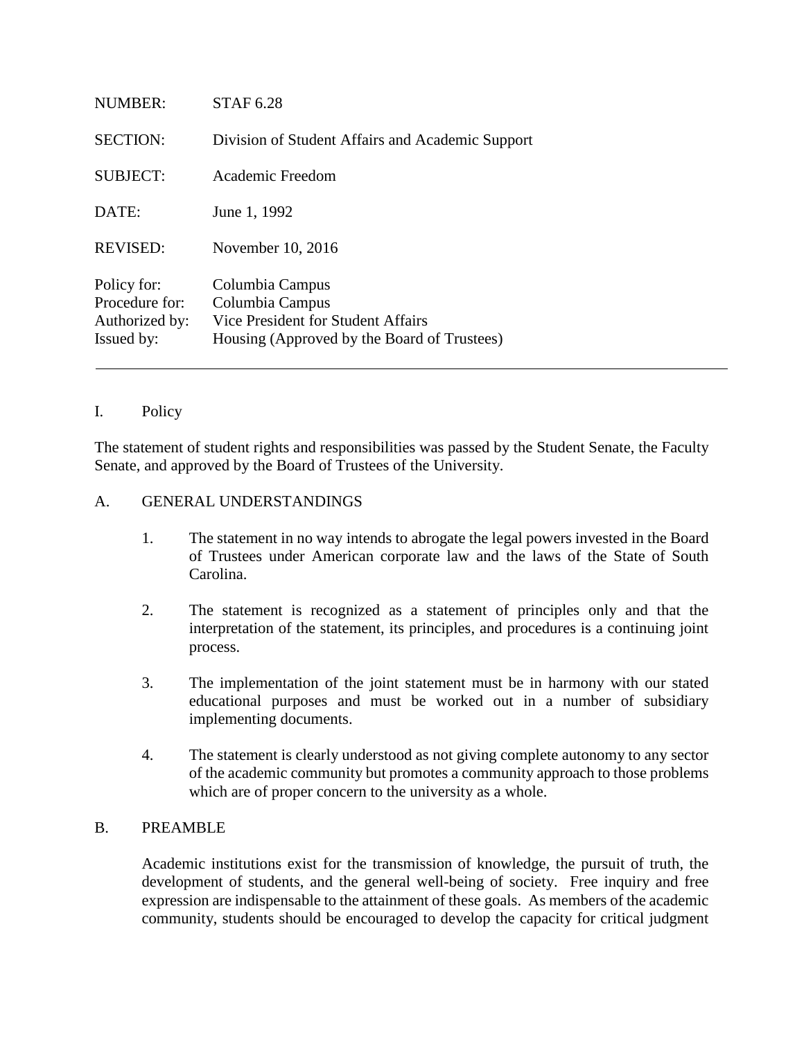| | |
|---|---|
| NUMBER: | STAF 6.28 |
| SECTION: | Division of Student Affairs and Academic Support |
| SUBJECT: | Academic Freedom |
| DATE: | June 1, 1992 |
| REVISED: | November 10, 2016 |
| Policy for: | Columbia Campus |
| Procedure for: | Columbia Campus |
| Authorized by: | Vice President for Student Affairs |
| Issued by: | Housing (Approved by the Board of Trustees) |

---

## I. Policy

The statement of student rights and responsibilities was passed by the Student Senate, the Faculty Senate, and approved by the Board of Trustees of the University.

### A. GENERAL UNDERSTANDINGS

1. The statement in no way intends to abrogate the legal powers invested in the Board of Trustees under American corporate law and the laws of the State of South Carolina.

2. The statement is recognized as a statement of principles only and that the interpretation of the statement, its principles, and procedures is a continuing joint process.

3. The implementation of the joint statement must be in harmony with our stated educational purposes and must be worked out in a number of subsidiary implementing documents.

4. The statement is clearly understood as not giving complete autonomy to any sector of the academic community but promotes a community approach to those problems which are of proper concern to the university as a whole.

### B. PREAMBLE

Academic institutions exist for the transmission of knowledge, the pursuit of truth, the development of students, and the general well-being of society. Free inquiry and free expression are indispensable to the attainment of these goals. As members of the academic community, students should be encouraged to develop the capacity for critical judgment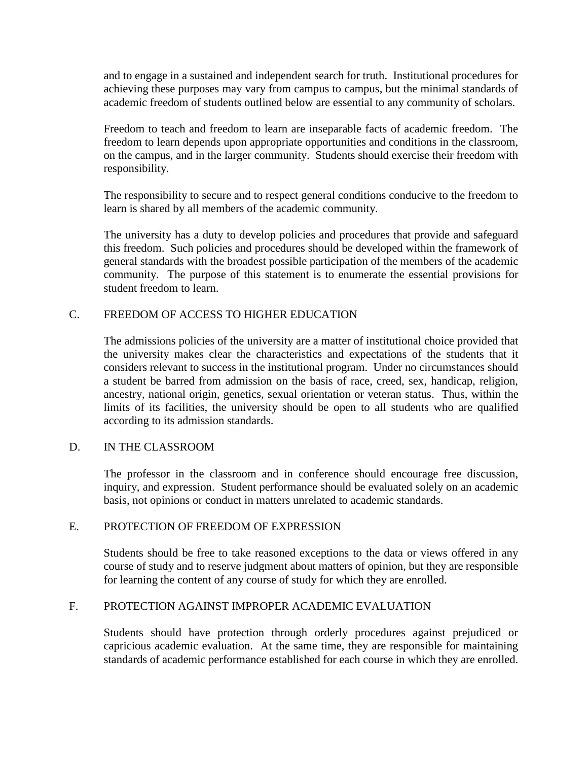and to engage in a sustained and independent search for truth. Institutional procedures for achieving these purposes may vary from campus to campus, but the minimal standards of academic freedom of students outlined below are essential to any community of scholars.

Freedom to teach and freedom to learn are inseparable facts of academic freedom. The freedom to learn depends upon appropriate opportunities and conditions in the classroom, on the campus, and in the larger community. Students should exercise their freedom with responsibility.

The responsibility to secure and to respect general conditions conducive to the freedom to learn is shared by all members of the academic community.

The university has a duty to develop policies and procedures that provide and safeguard this freedom. Such policies and procedures should be developed within the framework of general standards with the broadest possible participation of the members of the academic community. The purpose of this statement is to enumerate the essential provisions for student freedom to learn.

## C. FREEDOM OF ACCESS TO HIGHER EDUCATION

The admissions policies of the university are a matter of institutional choice provided that the university makes clear the characteristics and expectations of the students that it considers relevant to success in the institutional program. Under no circumstances should a student be barred from admission on the basis of race, creed, sex, handicap, religion, ancestry, national origin, genetics, sexual orientation or veteran status. Thus, within the limits of its facilities, the university should be open to all students who are qualified according to its admission standards.

## D. IN THE CLASSROOM

The professor in the classroom and in conference should encourage free discussion, inquiry, and expression. Student performance should be evaluated solely on an academic basis, not opinions or conduct in matters unrelated to academic standards.

## E. PROTECTION OF FREEDOM OF EXPRESSION

Students should be free to take reasoned exceptions to the data or views offered in any course of study and to reserve judgment about matters of opinion, but they are responsible for learning the content of any course of study for which they are enrolled.

## F. PROTECTION AGAINST IMPROPER ACADEMIC EVALUATION

Students should have protection through orderly procedures against prejudiced or capricious academic evaluation. At the same time, they are responsible for maintaining standards of academic performance established for each course in which they are enrolled.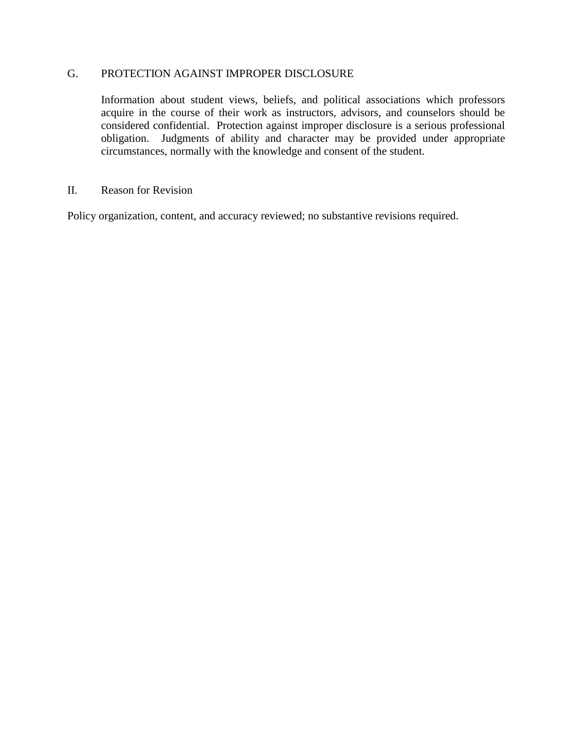### G. PROTECTION AGAINST IMPROPER DISCLOSURE

Information about student views, beliefs, and political associations which professors acquire in the course of their work as instructors, advisors, and counselors should be considered confidential. Protection against improper disclosure is a serious professional obligation. Judgments of ability and character may be provided under appropriate circumstances, normally with the knowledge and consent of the student.

## II. Reason for Revision

Policy organization, content, and accuracy reviewed; no substantive revisions required.